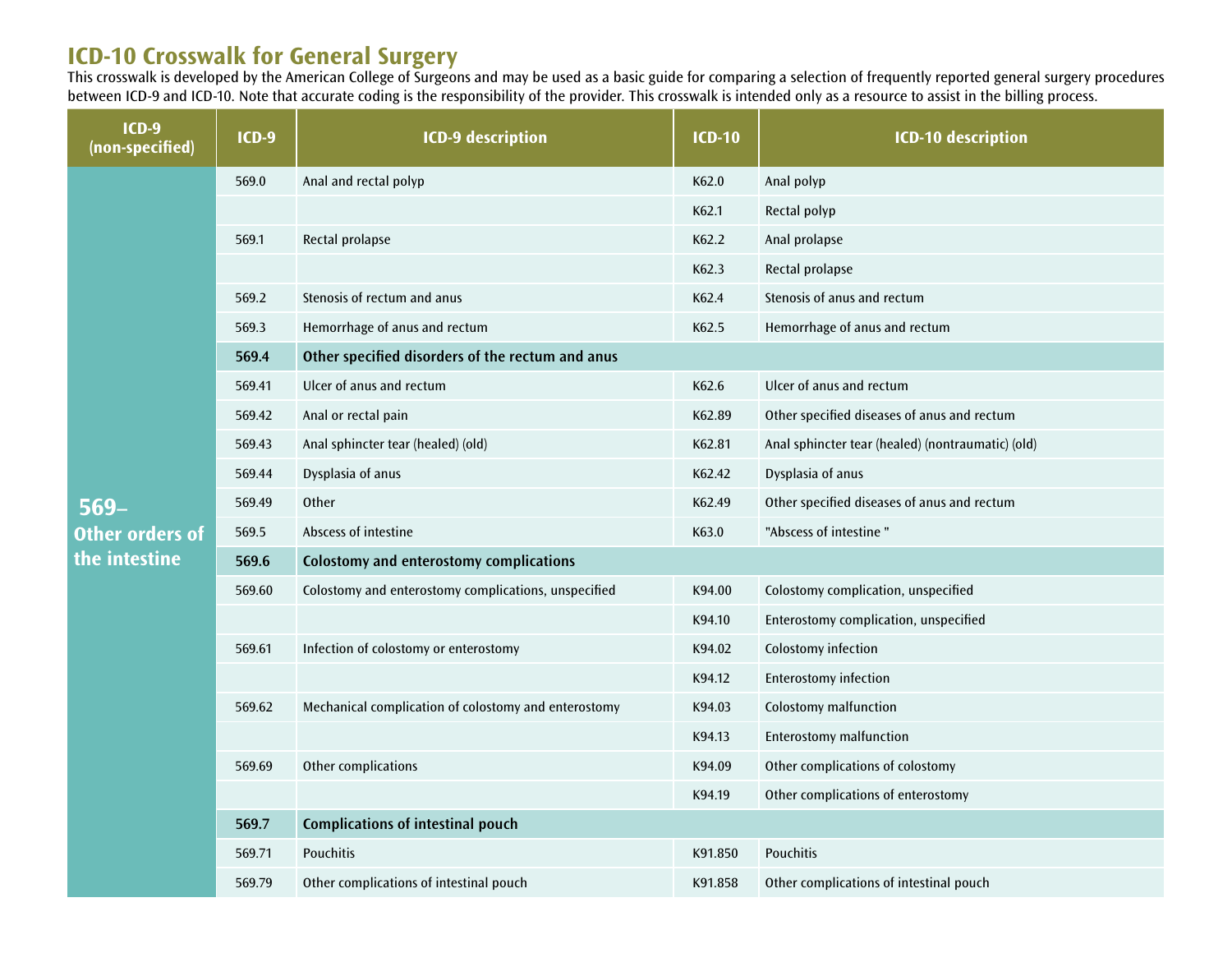# ICD-10 Crosswalk for General Surgery

This crosswalk is developed by the American College of Surgeons and may be used as a basic guide for comparing a selection of frequently reported general surgery procedures between ICD-9 and ICD-10. Note that accurate coding is the responsibility of the provider. This crosswalk is intended only as a resource to assist in the billing process.

| ICD-9 (non-specified) | ICD-9 | ICD-9 description | ICD-10 | ICD-10 description |
|---|---|---|---|---|
| 569– Other orders of the intestine | 569.0 | Anal and rectal polyp | K62.0 | Anal polyp |
| | | | K62.1 | Rectal polyp |
| | 569.1 | Rectal prolapse | K62.2 | Anal prolapse |
| | | | K62.3 | Rectal prolapse |
| | 569.2 | Stenosis of rectum and anus | K62.4 | Stenosis of anus and rectum |
| | 569.3 | Hemorrhage of anus and rectum | K62.5 | Hemorrhage of anus and rectum |
| | **569.4** | **Other specified disorders of the rectum and anus** | | |
| | 569.41 | Ulcer of anus and rectum | K62.6 | Ulcer of anus and rectum |
| | 569.42 | Anal or rectal pain | K62.89 | Other specified diseases of anus and rectum |
| | 569.43 | Anal sphincter tear (healed) (old) | K62.81 | Anal sphincter tear (healed) (nontraumatic) (old) |
| | 569.44 | Dysplasia of anus | K62.42 | Dysplasia of anus |
| | 569.49 | Other | K62.49 | Other specified diseases of anus and rectum |
| | 569.5 | Abscess of intestine | K63.0 | "Abscess of intestine " |
| | **569.6** | **Colostomy and enterostomy complications** | | |
| | 569.60 | Colostomy and enterostomy complications, unspecified | K94.00 | Colostomy complication, unspecified |
| | | | K94.10 | Enterostomy complication, unspecified |
| | 569.61 | Infection of colostomy or enterostomy | K94.02 | Colostomy infection |
| | | | K94.12 | Enterostomy infection |
| | 569.62 | Mechanical complication of colostomy and enterostomy | K94.03 | Colostomy malfunction |
| | | | K94.13 | Enterostomy malfunction |
| | 569.69 | Other complications | K94.09 | Other complications of colostomy |
| | | | K94.19 | Other complications of enterostomy |
| | **569.7** | **Complications of intestinal pouch** | | |
| | 569.71 | Pouchitis | K91.850 | Pouchitis |
| | 569.79 | Other complications of intestinal pouch | K91.858 | Other complications of intestinal pouch |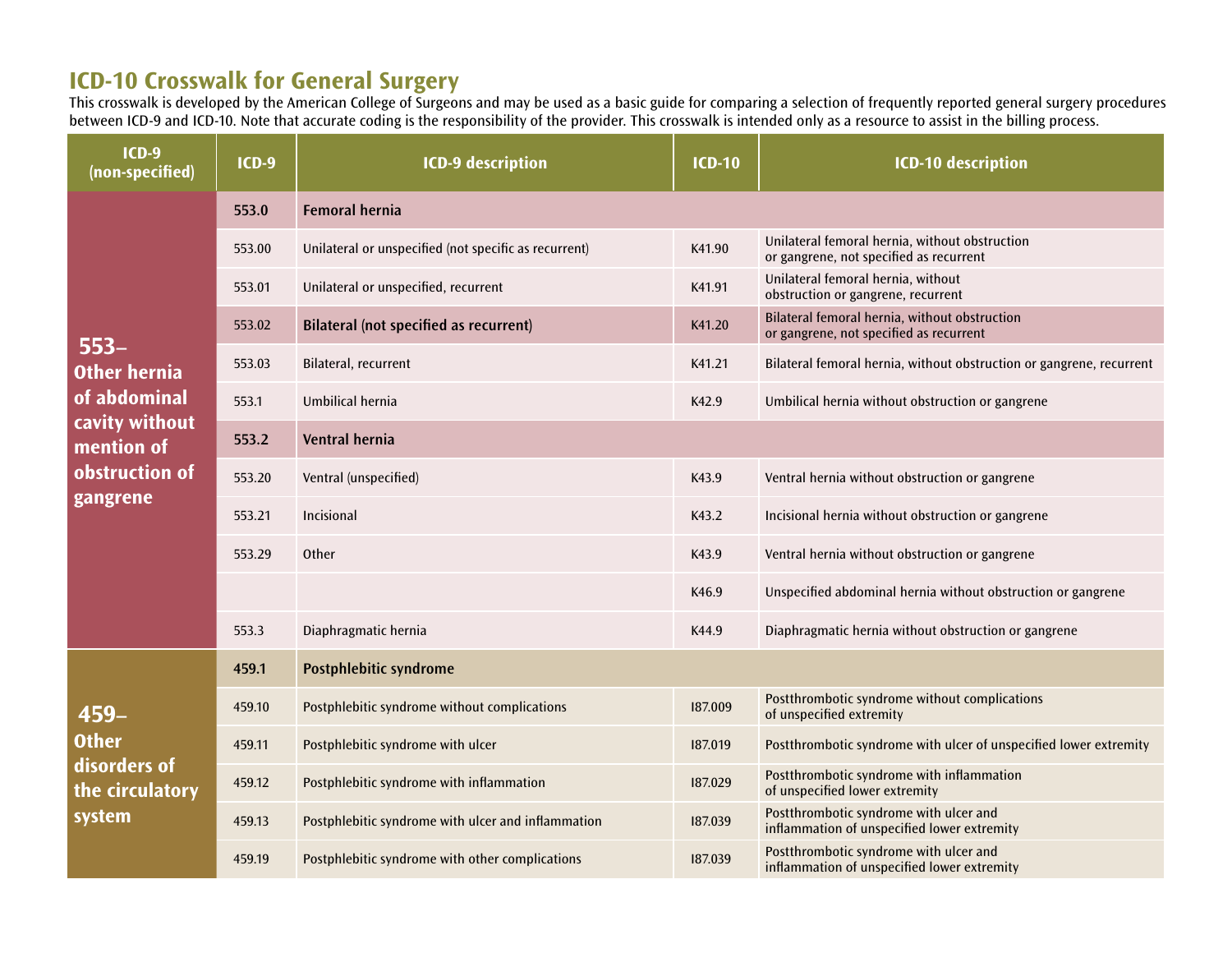## ICD-10 Crosswalk for General Surgery

This crosswalk is developed by the American College of Surgeons and may be used as a basic guide for comparing a selection of frequently reported general surgery procedures between ICD-9 and ICD-10. Note that accurate coding is the responsibility of the provider. This crosswalk is intended only as a resource to assist in the billing process.

| ICD-9 (non-specified) | ICD-9 | ICD-9 description | ICD-10 | ICD-10 description |
|---|---|---|---|---|
| **553– Other hernia of abdominal cavity without mention of obstruction of gangrene** | **553.0** | **Femoral hernia** | | |
| | 553.00 | Unilateral or unspecified (not specific as recurrent) | K41.90 | Unilateral femoral hernia, without obstruction or gangrene, not specified as recurrent |
| | 553.01 | Unilateral or unspecified, recurrent | K41.91 | Unilateral femoral hernia, without obstruction or gangrene, recurrent |
| | 553.02 | **Bilateral (not specified as recurrent)** | K41.20 | Bilateral femoral hernia, without obstruction or gangrene, not specified as recurrent |
| | 553.03 | Bilateral, recurrent | K41.21 | Bilateral femoral hernia, without obstruction or gangrene, recurrent |
| | 553.1 | Umbilical hernia | K42.9 | Umbilical hernia without obstruction or gangrene |
| | **553.2** | **Ventral hernia** | | |
| | 553.20 | Ventral (unspecified) | K43.9 | Ventral hernia without obstruction or gangrene |
| | 553.21 | Incisional | K43.2 | Incisional hernia without obstruction or gangrene |
| | 553.29 | Other | K43.9 | Ventral hernia without obstruction or gangrene |
| | | | K46.9 | Unspecified abdominal hernia without obstruction or gangrene |
| | 553.3 | Diaphragmatic hernia | K44.9 | Diaphragmatic hernia without obstruction or gangrene |
| **459– Other disorders of the circulatory system** | **459.1** | **Postphlebitic syndrome** | | |
| | 459.10 | Postphlebitic syndrome without complications | I87.009 | Postthrombotic syndrome without complications of unspecified extremity |
| | 459.11 | Postphlebitic syndrome with ulcer | I87.019 | Postthrombotic syndrome with ulcer of unspecified lower extremity |
| | 459.12 | Postphlebitic syndrome with inflammation | I87.029 | Postthrombotic syndrome with inflammation of unspecified lower extremity |
| | 459.13 | Postphlebitic syndrome with ulcer and inflammation | I87.039 | Postthrombotic syndrome with ulcer and inflammation of unspecified lower extremity |
| | 459.19 | Postphlebitic syndrome with other complications | I87.039 | Postthrombotic syndrome with ulcer and inflammation of unspecified lower extremity |